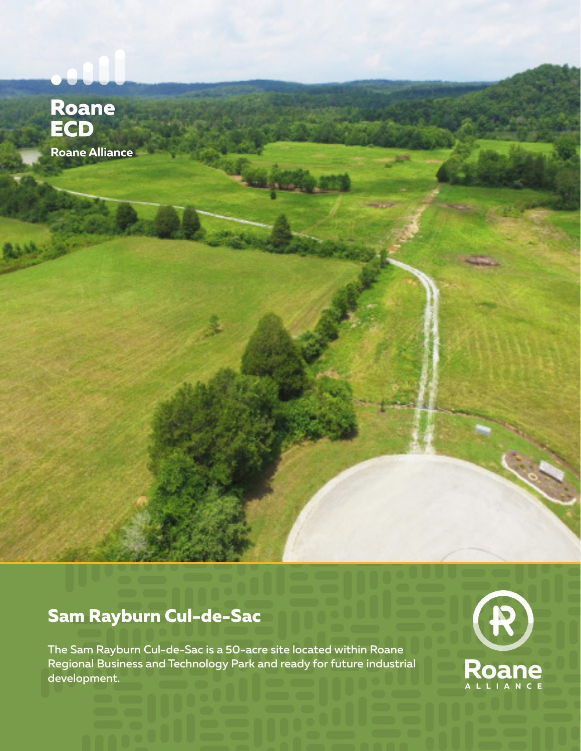Roane ECD

Roane Alliance

# Sam Rayburn Cul-de-Sac

The Sam Rayburn Cul-de-Sac is a 50-acre site located within Roane Regional Business and Technology Park and ready for future industrial development.

Roane ALLIANCE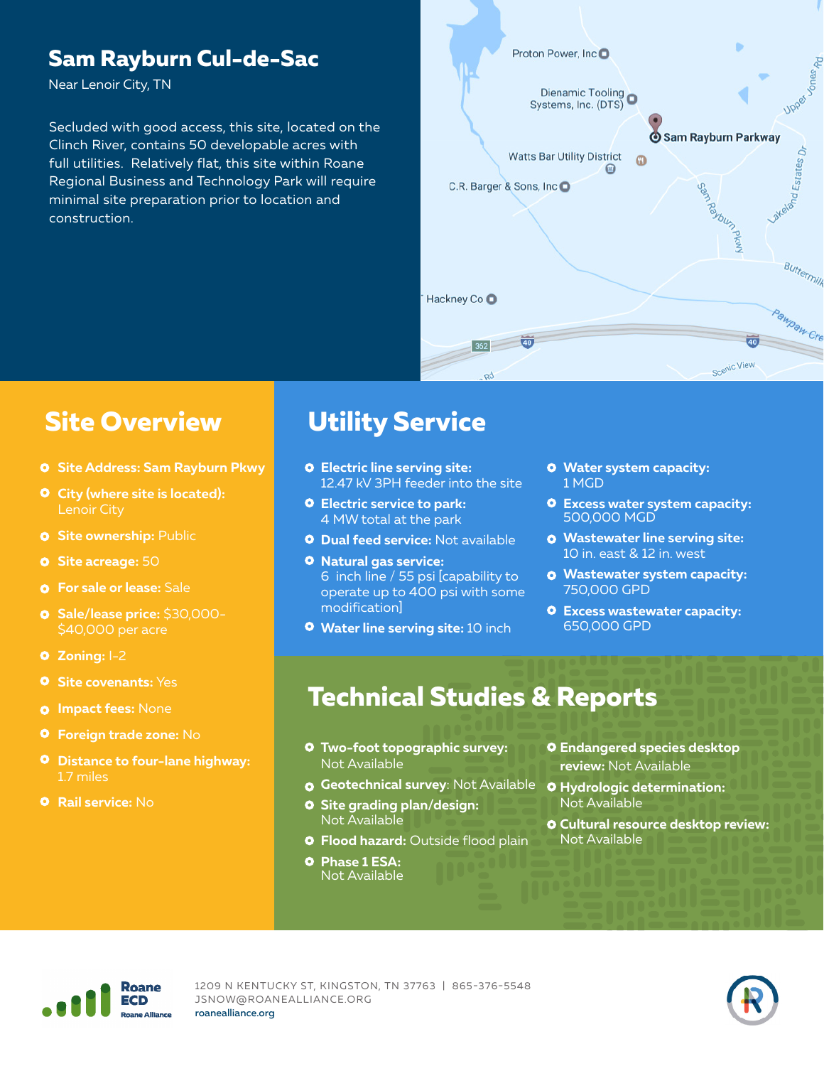# Sam Rayburn Cul-de-Sac

Near Lenoir City, TN

Secluded with good access, this site, located on the Clinch River, contains 50 developable acres with full utilities. Relatively flat, this site within Roane Regional Business and Technology Park will require minimal site preparation prior to location and construction.

Proton Power, Inc
Dienamic Tooling Systems, Inc. (DTS)
Sam Rayburn Parkway
Watts Bar Utility District
C.R. Barger & Sons, Inc
Hackney Co
Sam Rayburn Pkwy
Upper Jones Rd
Lakeland Estates Dr
Buttermilk
Pawpaw Cre
Scenic View
352
40
40

## Site Overview

- **Site Address: Sam Rayburn Pkwy**
- **City (where site is located):** Lenoir City
- **Site ownership:** Public
- **Site acreage:** 50
- **For sale or lease:** Sale
- **Sale/lease price:** $30,000-$40,000 per acre
- **Zoning:** I-2
- **Site covenants:** Yes
- **Impact fees:** None
- **Foreign trade zone:** No
- **Distance to four-lane highway:** 1.7 miles
- **Rail service:** No

## Utility Service

- **Electric line serving site:** 12.47 kV 3PH feeder into the site
- **Electric service to park:** 4 MW total at the park
- **Dual feed service:** Not available
- **Natural gas service:** 6 inch line / 55 psi [capability to operate up to 400 psi with some modification]
- **Water line serving site:** 10 inch
- **Water system capacity:** 1 MGD
- **Excess water system capacity:** 500,000 MGD
- **Wastewater line serving site:** 10 in. east & 12 in. west
- **Wastewater system capacity:** 750,000 GPD
- **Excess wastewater capacity:** 650,000 GPD

## Technical Studies & Reports

- **Two-foot topographic survey:** Not Available
- **Geotechnical survey**: Not Available
- **Site grading plan/design:** Not Available
- **Flood hazard:** Outside flood plain
- **Phase 1 ESA:** Not Available
- **Endangered species desktop review:** Not Available
- **Hydrologic determination:** Not Available
- **Cultural resource desktop review:** Not Available

Roane ECD
Roane Alliance

1209 N KENTUCKY ST, KINGSTON, TN 37763 | 865-376-5548
JSNOW@ROANEALLIANCE.ORG
roanealliance.org